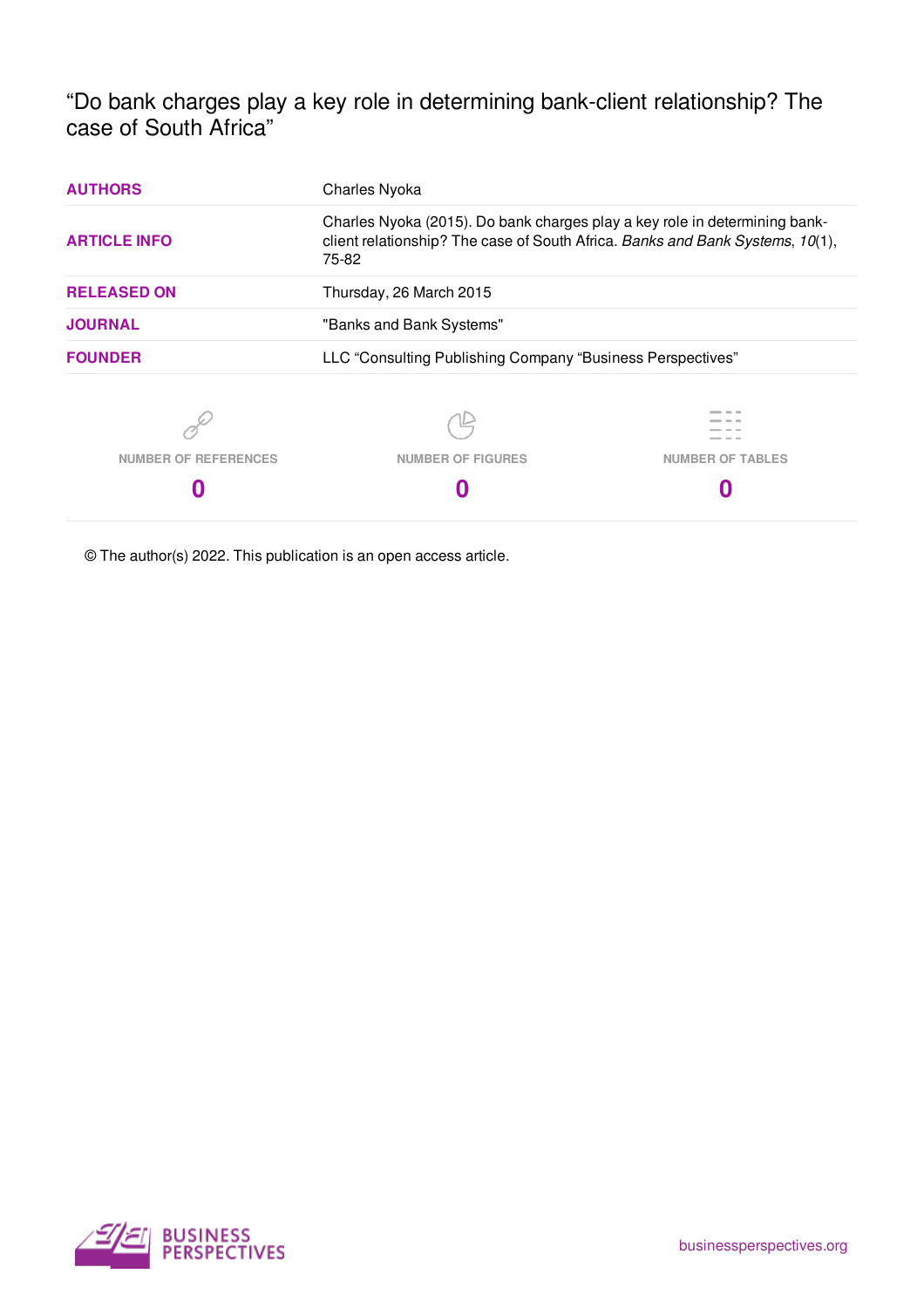# "Do bank charges play a key role in determining bank-client relationship? The case of South Africa"

| | |
|---|---|
| **AUTHORS** | Charles Nyoka |
| **ARTICLE INFO** | Charles Nyoka (2015). Do bank charges play a key role in determining bank-client relationship? The case of South Africa. *Banks and Bank Systems*, *10*(1), 75-82 |
| **RELEASED ON** | Thursday, 26 March 2015 |
| **JOURNAL** | "Banks and Bank Systems" |
| **FOUNDER** | LLC "Consulting Publishing Company "Business Perspectives" |

| NUMBER OF REFERENCES | NUMBER OF FIGURES | NUMBER OF TABLES |
|---|---|---|
| **0** | **0** | **0** |

© The author(s) 2022. This publication is an open access article.

BUSINESS PERSPECTIVES

businessperspectives.org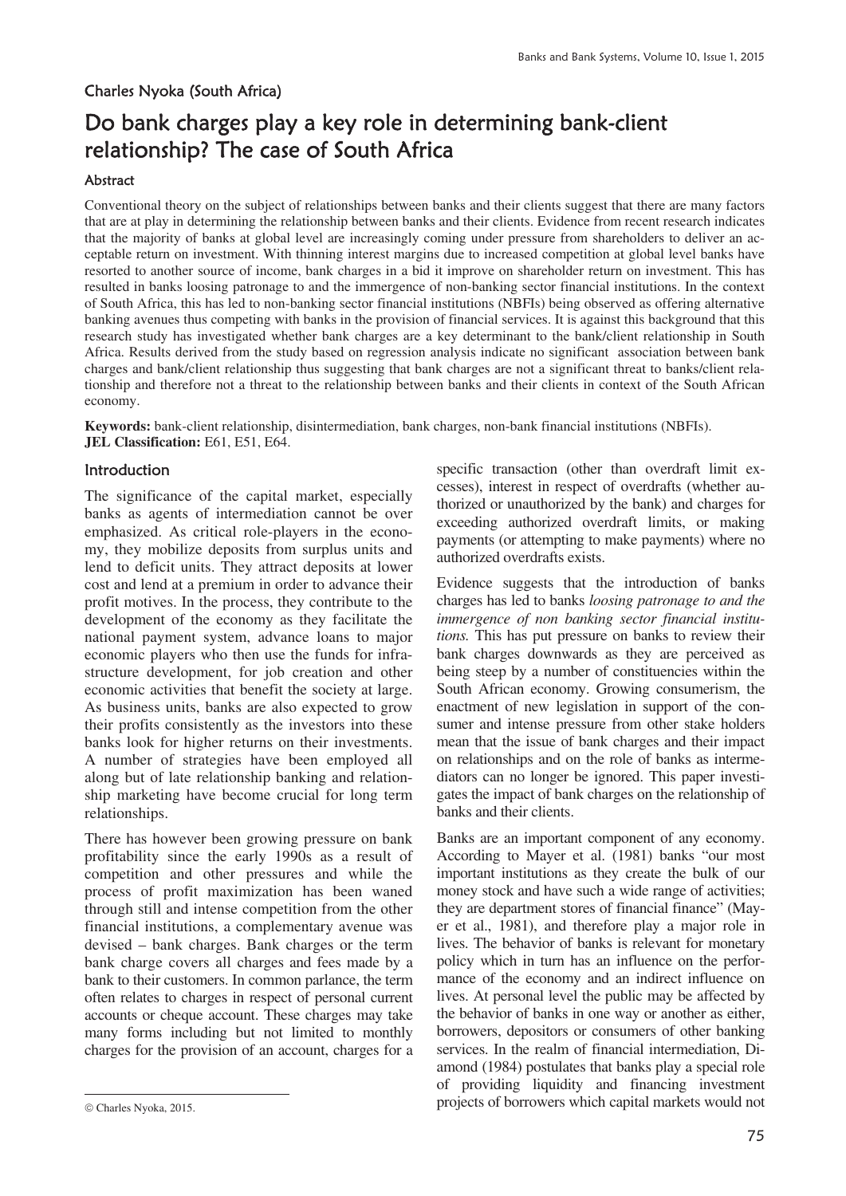Charles Nyoka (South Africa)

# Do bank charges play a key role in determining bank-client relationship? The case of South Africa

### Abstract

Conventional theory on the subject of relationships between banks and their clients suggest that there are many factors that are at play in determining the relationship between banks and their clients. Evidence from recent research indicates that the majority of banks at global level are increasingly coming under pressure from shareholders to deliver an acceptable return on investment. With thinning interest margins due to increased competition at global level banks have resorted to another source of income, bank charges in a bid it improve on shareholder return on investment. This has resulted in banks loosing patronage to and the immergence of non-banking sector financial institutions. In the context of South Africa, this has led to non-banking sector financial institutions (NBFIs) being observed as offering alternative banking avenues thus competing with banks in the provision of financial services. It is against this background that this research study has investigated whether bank charges are a key determinant to the bank/client relationship in South Africa. Results derived from the study based on regression analysis indicate no significant association between bank charges and bank/client relationship thus suggesting that bank charges are not a significant threat to banks/client relationship and therefore not a threat to the relationship between banks and their clients in context of the South African economy.

**Keywords:** bank-client relationship, disintermediation, bank charges, non-bank financial institutions (NBFIs).
**JEL Classification:** E61, E51, E64.

## Introduction

The significance of the capital market, especially banks as agents of intermediation cannot be over emphasized. As critical role-players in the economy, they mobilize deposits from surplus units and lend to deficit units. They attract deposits at lower cost and lend at a premium in order to advance their profit motives. In the process, they contribute to the development of the economy as they facilitate the national payment system, advance loans to major economic players who then use the funds for infrastructure development, for job creation and other economic activities that benefit the society at large. As business units, banks are also expected to grow their profits consistently as the investors into these banks look for higher returns on their investments. A number of strategies have been employed all along but of late relationship banking and relationship marketing have become crucial for long term relationships.

There has however been growing pressure on bank profitability since the early 1990s as a result of competition and other pressures and while the process of profit maximization has been waned through still and intense competition from the other financial institutions, a complementary avenue was devised – bank charges. Bank charges or the term bank charge covers all charges and fees made by a bank to their customers. In common parlance, the term often relates to charges in respect of personal current accounts or cheque account. These charges may take many forms including but not limited to monthly charges for the provision of an account, charges for a specific transaction (other than overdraft limit excesses), interest in respect of overdrafts (whether authorized or unauthorized by the bank) and charges for exceeding authorized overdraft limits, or making payments (or attempting to make payments) where no authorized overdrafts exists.

Evidence suggests that the introduction of banks charges has led to banks *loosing patronage to and the immergence of non banking sector financial institutions.* This has put pressure on banks to review their bank charges downwards as they are perceived as being steep by a number of constituencies within the South African economy. Growing consumerism, the enactment of new legislation in support of the consumer and intense pressure from other stake holders mean that the issue of bank charges and their impact on relationships and on the role of banks as intermediators can no longer be ignored. This paper investigates the impact of bank charges on the relationship of banks and their clients.

Banks are an important component of any economy. According to Mayer et al. (1981) banks "our most important institutions as they create the bulk of our money stock and have such a wide range of activities; they are department stores of financial finance" (Mayer et al., 1981), and therefore play a major role in lives. The behavior of banks is relevant for monetary policy which in turn has an influence on the performance of the economy and an indirect influence on lives. At personal level the public may be affected by the behavior of banks in one way or another as either, borrowers, depositors or consumers of other banking services. In the realm of financial intermediation, Diamond (1984) postulates that banks play a special role of providing liquidity and financing investment projects of borrowers which capital markets would not

© Charles Nyoka, 2015.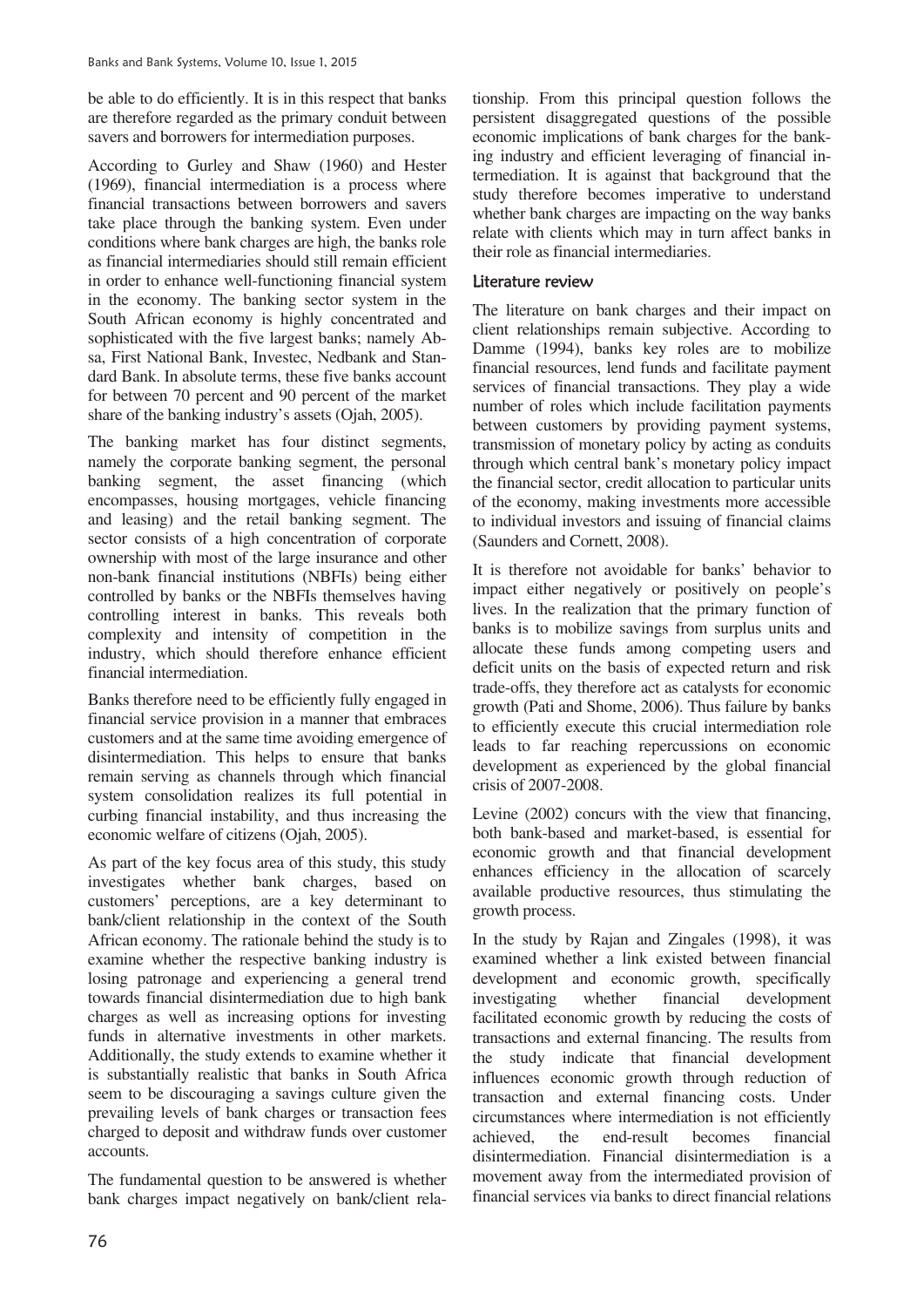be able to do efficiently. It is in this respect that banks are therefore regarded as the primary conduit between savers and borrowers for intermediation purposes.

According to Gurley and Shaw (1960) and Hester (1969), financial intermediation is a process where financial transactions between borrowers and savers take place through the banking system. Even under conditions where bank charges are high, the banks role as financial intermediaries should still remain efficient in order to enhance well-functioning financial system in the economy. The banking sector system in the South African economy is highly concentrated and sophisticated with the five largest banks; namely Absa, First National Bank, Investec, Nedbank and Standard Bank. In absolute terms, these five banks account for between 70 percent and 90 percent of the market share of the banking industry's assets (Ojah, 2005).

The banking market has four distinct segments, namely the corporate banking segment, the personal banking segment, the asset financing (which encompasses, housing mortgages, vehicle financing and leasing) and the retail banking segment. The sector consists of a high concentration of corporate ownership with most of the large insurance and other non-bank financial institutions (NBFIs) being either controlled by banks or the NBFIs themselves having controlling interest in banks. This reveals both complexity and intensity of competition in the industry, which should therefore enhance efficient financial intermediation.

Banks therefore need to be efficiently fully engaged in financial service provision in a manner that embraces customers and at the same time avoiding emergence of disintermediation. This helps to ensure that banks remain serving as channels through which financial system consolidation realizes its full potential in curbing financial instability, and thus increasing the economic welfare of citizens (Ojah, 2005).

As part of the key focus area of this study, this study investigates whether bank charges, based on customers' perceptions, are a key determinant to bank/client relationship in the context of the South African economy. The rationale behind the study is to examine whether the respective banking industry is losing patronage and experiencing a general trend towards financial disintermediation due to high bank charges as well as increasing options for investing funds in alternative investments in other markets. Additionally, the study extends to examine whether it is substantially realistic that banks in South Africa seem to be discouraging a savings culture given the prevailing levels of bank charges or transaction fees charged to deposit and withdraw funds over customer accounts.

The fundamental question to be answered is whether bank charges impact negatively on bank/client relationship. From this principal question follows the persistent disaggregated questions of the possible economic implications of bank charges for the banking industry and efficient leveraging of financial intermediation. It is against that background that the study therefore becomes imperative to understand whether bank charges are impacting on the way banks relate with clients which may in turn affect banks in their role as financial intermediaries.

## Literature review

The literature on bank charges and their impact on client relationships remain subjective. According to Damme (1994), banks key roles are to mobilize financial resources, lend funds and facilitate payment services of financial transactions. They play a wide number of roles which include facilitation payments between customers by providing payment systems, transmission of monetary policy by acting as conduits through which central bank's monetary policy impact the financial sector, credit allocation to particular units of the economy, making investments more accessible to individual investors and issuing of financial claims (Saunders and Cornett, 2008).

It is therefore not avoidable for banks' behavior to impact either negatively or positively on people's lives. In the realization that the primary function of banks is to mobilize savings from surplus units and allocate these funds among competing users and deficit units on the basis of expected return and risk trade-offs, they therefore act as catalysts for economic growth (Pati and Shome, 2006). Thus failure by banks to efficiently execute this crucial intermediation role leads to far reaching repercussions on economic development as experienced by the global financial crisis of 2007-2008.

Levine (2002) concurs with the view that financing, both bank-based and market-based, is essential for economic growth and that financial development enhances efficiency in the allocation of scarcely available productive resources, thus stimulating the growth process.

In the study by Rajan and Zingales (1998), it was examined whether a link existed between financial development and economic growth, specifically investigating whether financial development facilitated economic growth by reducing the costs of transactions and external financing. The results from the study indicate that financial development influences economic growth through reduction of transaction and external financing costs. Under circumstances where intermediation is not efficiently achieved, the end-result becomes financial disintermediation. Financial disintermediation is a movement away from the intermediated provision of financial services via banks to direct financial relations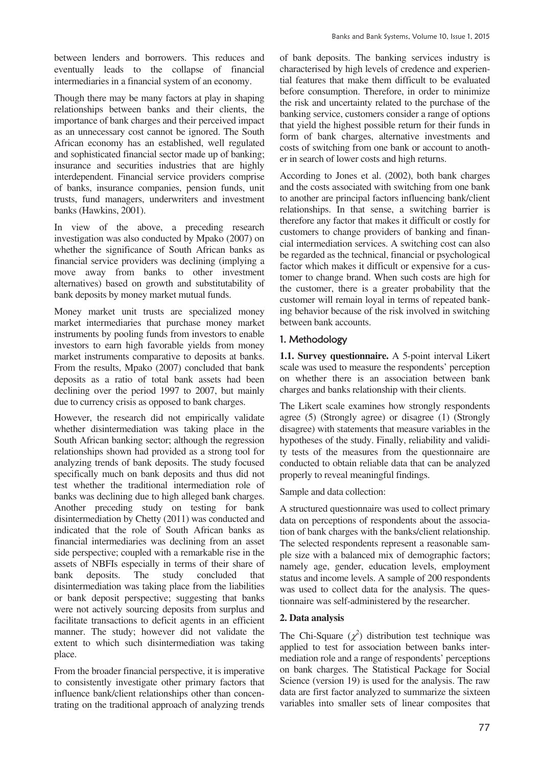between lenders and borrowers. This reduces and eventually leads to the collapse of financial intermediaries in a financial system of an economy.

Though there may be many factors at play in shaping relationships between banks and their clients, the importance of bank charges and their perceived impact as an unnecessary cost cannot be ignored. The South African economy has an established, well regulated and sophisticated financial sector made up of banking; insurance and securities industries that are highly interdependent. Financial service providers comprise of banks, insurance companies, pension funds, unit trusts, fund managers, underwriters and investment banks (Hawkins, 2001).

In view of the above, a preceding research investigation was also conducted by Mpako (2007) on whether the significance of South African banks as financial service providers was declining (implying a move away from banks to other investment alternatives) based on growth and substitutability of bank deposits by money market mutual funds.

Money market unit trusts are specialized money market intermediaries that purchase money market instruments by pooling funds from investors to enable investors to earn high favorable yields from money market instruments comparative to deposits at banks. From the results, Mpako (2007) concluded that bank deposits as a ratio of total bank assets had been declining over the period 1997 to 2007, but mainly due to currency crisis as opposed to bank charges.

However, the research did not empirically validate whether disintermediation was taking place in the South African banking sector; although the regression relationships shown had provided as a strong tool for analyzing trends of bank deposits. The study focused specifically much on bank deposits and thus did not test whether the traditional intermediation role of banks was declining due to high alleged bank charges. Another preceding study on testing for bank disintermediation by Chetty (2011) was conducted and indicated that the role of South African banks as financial intermediaries was declining from an asset side perspective; coupled with a remarkable rise in the assets of NBFIs especially in terms of their share of bank deposits. The study concluded that disintermediation was taking place from the liabilities or bank deposit perspective; suggesting that banks were not actively sourcing deposits from surplus and facilitate transactions to deficit agents in an efficient manner. The study; however did not validate the extent to which such disintermediation was taking place.

From the broader financial perspective, it is imperative to consistently investigate other primary factors that influence bank/client relationships other than concentrating on the traditional approach of analyzing trends of bank deposits. The banking services industry is characterised by high levels of credence and experiential features that make them difficult to be evaluated before consumption. Therefore, in order to minimize the risk and uncertainty related to the purchase of the banking service, customers consider a range of options that yield the highest possible return for their funds in form of bank charges, alternative investments and costs of switching from one bank or account to another in search of lower costs and high returns.

According to Jones et al. (2002), both bank charges and the costs associated with switching from one bank to another are principal factors influencing bank/client relationships. In that sense, a switching barrier is therefore any factor that makes it difficult or costly for customers to change providers of banking and financial intermediation services. A switching cost can also be regarded as the technical, financial or psychological factor which makes it difficult or expensive for a customer to change brand. When such costs are high for the customer, there is a greater probability that the customer will remain loyal in terms of repeated banking behavior because of the risk involved in switching between bank accounts.

## 1. Methodology

**1.1. Survey questionnaire.** A 5-point interval Likert scale was used to measure the respondents' perception on whether there is an association between bank charges and banks relationship with their clients.

The Likert scale examines how strongly respondents agree (5) (Strongly agree) or disagree (1) (Strongly disagree) with statements that measure variables in the hypotheses of the study. Finally, reliability and validity tests of the measures from the questionnaire are conducted to obtain reliable data that can be analyzed properly to reveal meaningful findings.

Sample and data collection:

A structured questionnaire was used to collect primary data on perceptions of respondents about the association of bank charges with the banks/client relationship. The selected respondents represent a reasonable sample size with a balanced mix of demographic factors; namely age, gender, education levels, employment status and income levels. A sample of 200 respondents was used to collect data for the analysis. The questionnaire was self-administered by the researcher.

## 2. Data analysis

The Chi-Square ($\chi^2$) distribution test technique was applied to test for association between banks intermediation role and a range of respondents' perceptions on bank charges. The Statistical Package for Social Science (version 19) is used for the analysis. The raw data are first factor analyzed to summarize the sixteen variables into smaller sets of linear composites that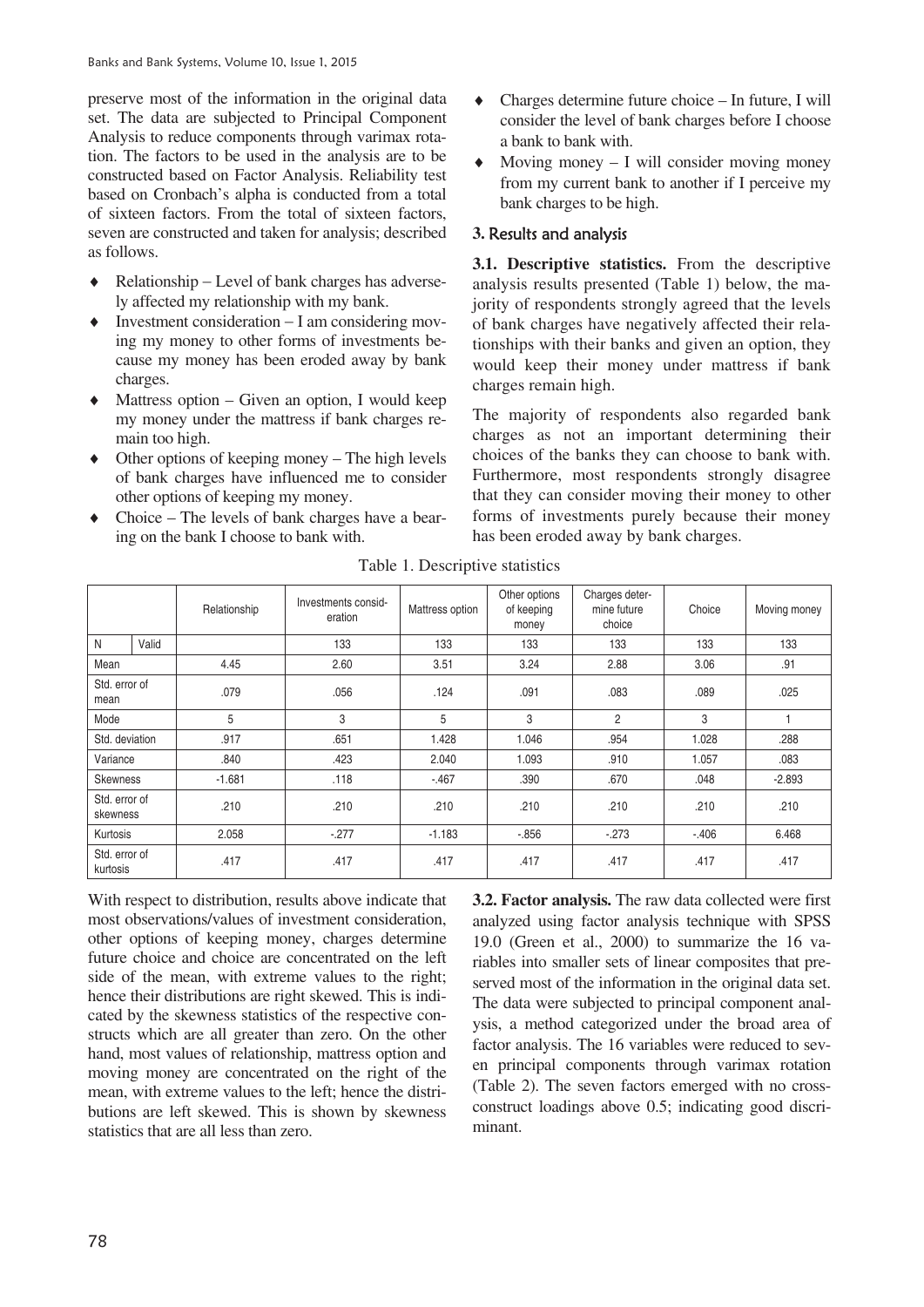preserve most of the information in the original data set. The data are subjected to Principal Component Analysis to reduce components through varimax rotation. The factors to be used in the analysis are to be constructed based on Factor Analysis. Reliability test based on Cronbach's alpha is conducted from a total of sixteen factors. From the total of sixteen factors, seven are constructed and taken for analysis; described as follows.

- Relationship – Level of bank charges has adversely affected my relationship with my bank.
- Investment consideration – I am considering moving my money to other forms of investments because my money has been eroded away by bank charges.
- Mattress option – Given an option, I would keep my money under the mattress if bank charges remain too high.
- Other options of keeping money – The high levels of bank charges have influenced me to consider other options of keeping my money.
- Choice – The levels of bank charges have a bearing on the bank I choose to bank with.
- Charges determine future choice – In future, I will consider the level of bank charges before I choose a bank to bank with.
- Moving money – I will consider moving money from my current bank to another if I perceive my bank charges to be high.

## 3. Results and analysis

**3.1. Descriptive statistics.** From the descriptive analysis results presented (Table 1) below, the majority of respondents strongly agreed that the levels of bank charges have negatively affected their relationships with their banks and given an option, they would keep their money under mattress if bank charges remain high.

The majority of respondents also regarded bank charges as not an important determining their choices of the banks they can choose to bank with. Furthermore, most respondents strongly disagree that they can consider moving their money to other forms of investments purely because their money has been eroded away by bank charges.

Table 1. Descriptive statistics

| | | Relationship | Investments consideration | Mattress option | Other options of keeping money | Charges determine future choice | Choice | Moving money |
|---|---|---|---|---|---|---|---|---|
| N | Valid | | 133 | 133 | 133 | 133 | 133 | 133 |
| Mean | | 4.45 | 2.60 | 3.51 | 3.24 | 2.88 | 3.06 | .91 |
| Std. error of mean | | .079 | .056 | .124 | .091 | .083 | .089 | .025 |
| Mode | | 5 | 3 | 5 | 3 | 2 | 3 | 1 |
| Std. deviation | | .917 | .651 | 1.428 | 1.046 | .954 | 1.028 | .288 |
| Variance | | .840 | .423 | 2.040 | 1.093 | .910 | 1.057 | .083 |
| Skewness | | -1.681 | .118 | -.467 | .390 | .670 | .048 | -2.893 |
| Std. error of skewness | | .210 | .210 | .210 | .210 | .210 | .210 | .210 |
| Kurtosis | | 2.058 | -.277 | -1.183 | -.856 | -.273 | -.406 | 6.468 |
| Std. error of kurtosis | | .417 | .417 | .417 | .417 | .417 | .417 | .417 |

With respect to distribution, results above indicate that most observations/values of investment consideration, other options of keeping money, charges determine future choice and choice are concentrated on the left side of the mean, with extreme values to the right; hence their distributions are right skewed. This is indicated by the skewness statistics of the respective constructs which are all greater than zero. On the other hand, most values of relationship, mattress option and moving money are concentrated on the right of the mean, with extreme values to the left; hence the distributions are left skewed. This is shown by skewness statistics that are all less than zero.

**3.2. Factor analysis.** The raw data collected were first analyzed using factor analysis technique with SPSS 19.0 (Green et al., 2000) to summarize the 16 variables into smaller sets of linear composites that preserved most of the information in the original data set. The data were subjected to principal component analysis, a method categorized under the broad area of factor analysis. The 16 variables were reduced to seven principal components through varimax rotation (Table 2). The seven factors emerged with no cross-construct loadings above 0.5; indicating good discriminant.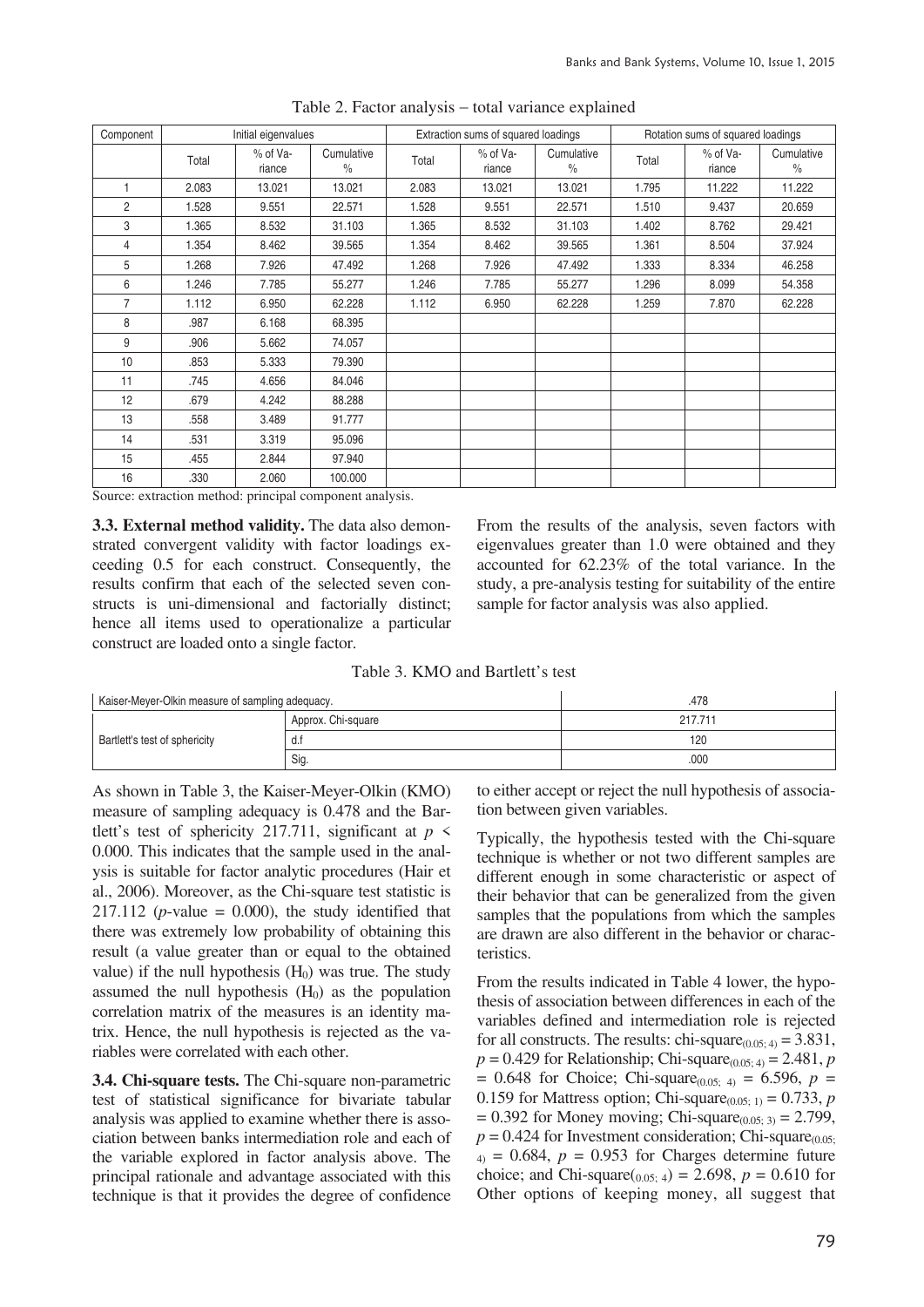Table 2. Factor analysis – total variance explained

| Component | Initial eigenvalues | | | Extraction sums of squared loadings | | | Rotation sums of squared loadings | | |
|---|---|---|---|---|---|---|---|---|---|
| | Total | % of Variance | Cumulative % | Total | % of Variance | Cumulative % | Total | % of Variance | Cumulative % |
| 1 | 2.083 | 13.021 | 13.021 | 2.083 | 13.021 | 13.021 | 1.795 | 11.222 | 11.222 |
| 2 | 1.528 | 9.551 | 22.571 | 1.528 | 9.551 | 22.571 | 1.510 | 9.437 | 20.659 |
| 3 | 1.365 | 8.532 | 31.103 | 1.365 | 8.532 | 31.103 | 1.402 | 8.762 | 29.421 |
| 4 | 1.354 | 8.462 | 39.565 | 1.354 | 8.462 | 39.565 | 1.361 | 8.504 | 37.924 |
| 5 | 1.268 | 7.926 | 47.492 | 1.268 | 7.926 | 47.492 | 1.333 | 8.334 | 46.258 |
| 6 | 1.246 | 7.785 | 55.277 | 1.246 | 7.785 | 55.277 | 1.296 | 8.099 | 54.358 |
| 7 | 1.112 | 6.950 | 62.228 | 1.112 | 6.950 | 62.228 | 1.259 | 7.870 | 62.228 |
| 8 | .987 | 6.168 | 68.395 | | | | | | |
| 9 | .906 | 5.662 | 74.057 | | | | | | |
| 10 | .853 | 5.333 | 79.390 | | | | | | |
| 11 | .745 | 4.656 | 84.046 | | | | | | |
| 12 | .679 | 4.242 | 88.288 | | | | | | |
| 13 | .558 | 3.489 | 91.777 | | | | | | |
| 14 | .531 | 3.319 | 95.096 | | | | | | |
| 15 | .455 | 2.844 | 97.940 | | | | | | |
| 16 | .330 | 2.060 | 100.000 | | | | | | |

Source: extraction method: principal component analysis.

**3.3. External method validity.** The data also demonstrated convergent validity with factor loadings exceeding 0.5 for each construct. Consequently, the results confirm that each of the selected seven constructs is uni-dimensional and factorially distinct; hence all items used to operationalize a particular construct are loaded onto a single factor.

From the results of the analysis, seven factors with eigenvalues greater than 1.0 were obtained and they accounted for 62.23% of the total variance. In the study, a pre-analysis testing for suitability of the entire sample for factor analysis was also applied.

Table 3. KMO and Bartlett's test

| Kaiser-Meyer-Olkin measure of sampling adequacy. | | .478 |
|---|---|---|
| Bartlett's test of sphericity | Approx. Chi-square | 217.711 |
| | d.f | 120 |
| | Sig. | .000 |

As shown in Table 3, the Kaiser-Meyer-Olkin (KMO) measure of sampling adequacy is 0.478 and the Bartlett's test of sphericity 217.711, significant at $p < 0.000$. This indicates that the sample used in the analysis is suitable for factor analytic procedures (Hair et al., 2006). Moreover, as the Chi-square test statistic is 217.112 ($p$-value = 0.000), the study identified that there was extremely low probability of obtaining this result (a value greater than or equal to the obtained value) if the null hypothesis ($H_0$) was true. The study assumed the null hypothesis ($H_0$) as the population correlation matrix of the measures is an identity matrix. Hence, the null hypothesis is rejected as the variables were correlated with each other.

**3.4. Chi-square tests.** The Chi-square non-parametric test of statistical significance for bivariate tabular analysis was applied to examine whether there is association between banks intermediation role and each of the variable explored in factor analysis above. The principal rationale and advantage associated with this technique is that it provides the degree of confidence to either accept or reject the null hypothesis of association between given variables.

Typically, the hypothesis tested with the Chi-square technique is whether or not two different samples are different enough in some characteristic or aspect of their behavior that can be generalized from the given samples that the populations from which the samples are drawn are also different in the behavior or characteristics.

From the results indicated in Table 4 lower, the hypothesis of association between differences in each of the variables defined and intermediation role is rejected for all constructs. The results: chi-square$_{(0.05;\,4)}$ = 3.831, $p$ = 0.429 for Relationship; Chi-square$_{(0.05;\,4)}$ = 2.481, $p$ = 0.648 for Choice; Chi-square$_{(0.05;\,4)}$ = 6.596, $p$ = 0.159 for Mattress option; Chi-square$_{(0.05;\,1)}$ = 0.733, $p$ = 0.392 for Money moving; Chi-square$_{(0.05;\,3)}$ = 2.799, $p$ = 0.424 for Investment consideration; Chi-square$_{(0.05;\,4)}$ = 0.684, $p$ = 0.953 for Charges determine future choice; and Chi-square$(_{0.05;\,4})$ = 2.698, $p$ = 0.610 for Other options of keeping money, all suggest that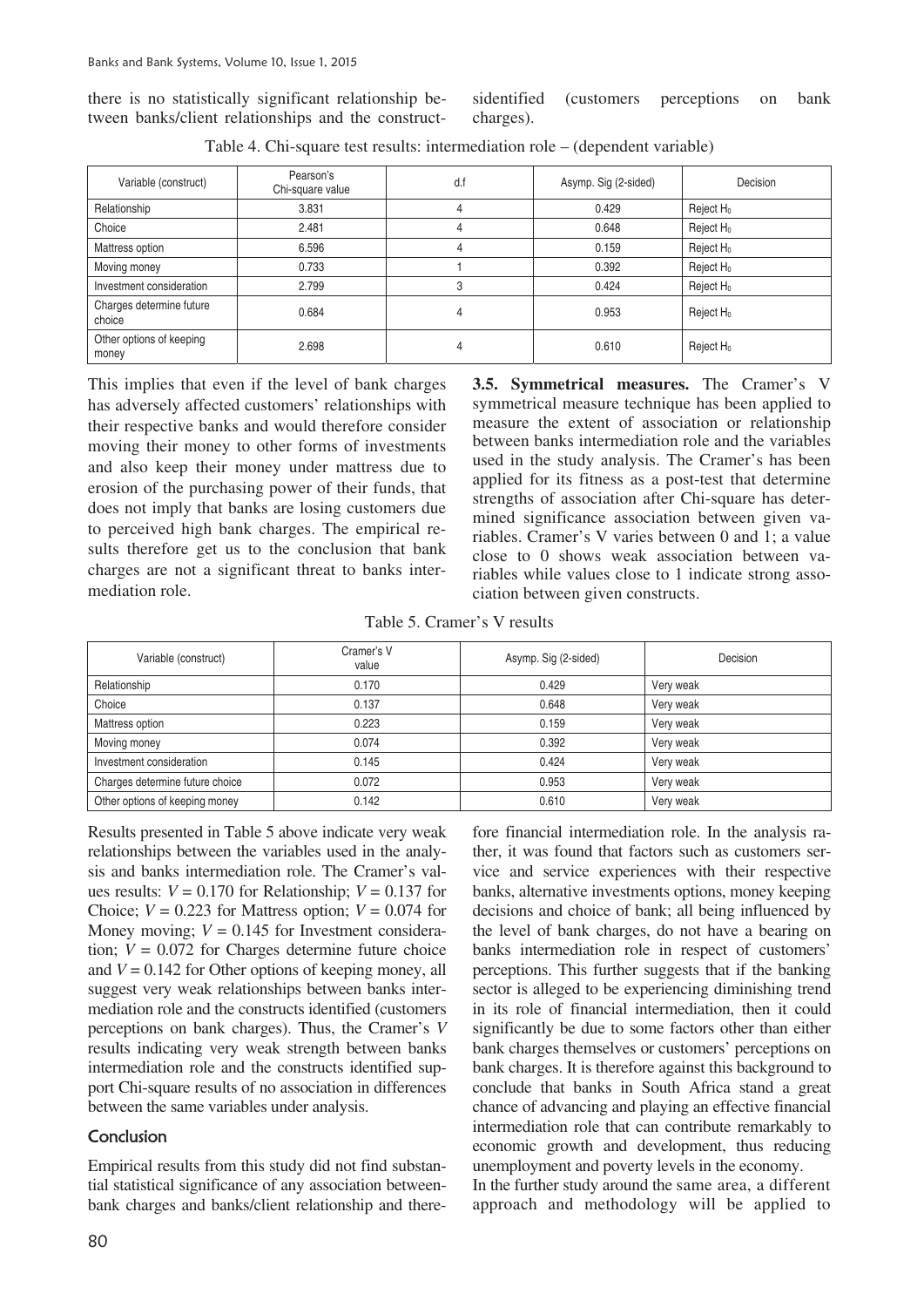there is no statistically significant relationship between banks/client relationships and the constructs identified (customers perceptions on bank charges).

Table 4. Chi-square test results: intermediation role – (dependent variable)

| Variable (construct) | Pearson's Chi-square value | d.f | Asymp. Sig (2-sided) | Decision |
|---|---|---|---|---|
| Relationship | 3.831 | 4 | 0.429 | Reject $H_0$ |
| Choice | 2.481 | 4 | 0.648 | Reject $H_0$ |
| Mattress option | 6.596 | 4 | 0.159 | Reject $H_0$ |
| Moving money | 0.733 | 1 | 0.392 | Reject $H_0$ |
| Investment consideration | 2.799 | 3 | 0.424 | Reject $H_0$ |
| Charges determine future choice | 0.684 | 4 | 0.953 | Reject $H_0$ |
| Other options of keeping money | 2.698 | 4 | 0.610 | Reject $H_0$ |

This implies that even if the level of bank charges has adversely affected customers' relationships with their respective banks and would therefore consider moving their money to other forms of investments and also keep their money under mattress due to erosion of the purchasing power of their funds, that does not imply that banks are losing customers due to perceived high bank charges. The empirical results therefore get us to the conclusion that bank charges are not a significant threat to banks intermediation role.

**3.5. Symmetrical measures.** The Cramer's V symmetrical measure technique has been applied to measure the extent of association or relationship between banks intermediation role and the variables used in the study analysis. The Cramer's has been applied for its fitness as a post-test that determine strengths of association after Chi-square has determined significance association between given variables. Cramer's V varies between 0 and 1; a value close to 0 shows weak association between variables while values close to 1 indicate strong association between given constructs.

Table 5. Cramer's V results

| Variable (construct) | Cramer's V value | Asymp. Sig (2-sided) | Decision |
|---|---|---|---|
| Relationship | 0.170 | 0.429 | Very weak |
| Choice | 0.137 | 0.648 | Very weak |
| Mattress option | 0.223 | 0.159 | Very weak |
| Moving money | 0.074 | 0.392 | Very weak |
| Investment consideration | 0.145 | 0.424 | Very weak |
| Charges determine future choice | 0.072 | 0.953 | Very weak |
| Other options of keeping money | 0.142 | 0.610 | Very weak |

Results presented in Table 5 above indicate very weak relationships between the variables used in the analysis and banks intermediation role. The Cramer's values results: $V = 0.170$ for Relationship; $V = 0.137$ for Choice; $V = 0.223$ for Mattress option; $V = 0.074$ for Money moving; $V = 0.145$ for Investment consideration; $V = 0.072$ for Charges determine future choice and $V = 0.142$ for Other options of keeping money, all suggest very weak relationships between banks intermediation role and the constructs identified (customers perceptions on bank charges). Thus, the Cramer's $V$ results indicating very weak strength between banks intermediation role and the constructs identified support Chi-square results of no association in differences between the same variables under analysis.

## Conclusion

Empirical results from this study did not find substantial statistical significance of any association between bank charges and banks/client relationship and therefore financial intermediation role. In the analysis rather, it was found that factors such as customers service and service experiences with their respective banks, alternative investments options, money keeping decisions and choice of bank; all being influenced by the level of bank charges, do not have a bearing on banks intermediation role in respect of customers' perceptions. This further suggests that if the banking sector is alleged to be experiencing diminishing trend in its role of financial intermediation, then it could significantly be due to some factors other than either bank charges themselves or customers' perceptions on bank charges. It is therefore against this background to conclude that banks in South Africa stand a great chance of advancing and playing an effective financial intermediation role that can contribute remarkably to economic growth and development, thus reducing unemployment and poverty levels in the economy.

In the further study around the same area, a different approach and methodology will be applied to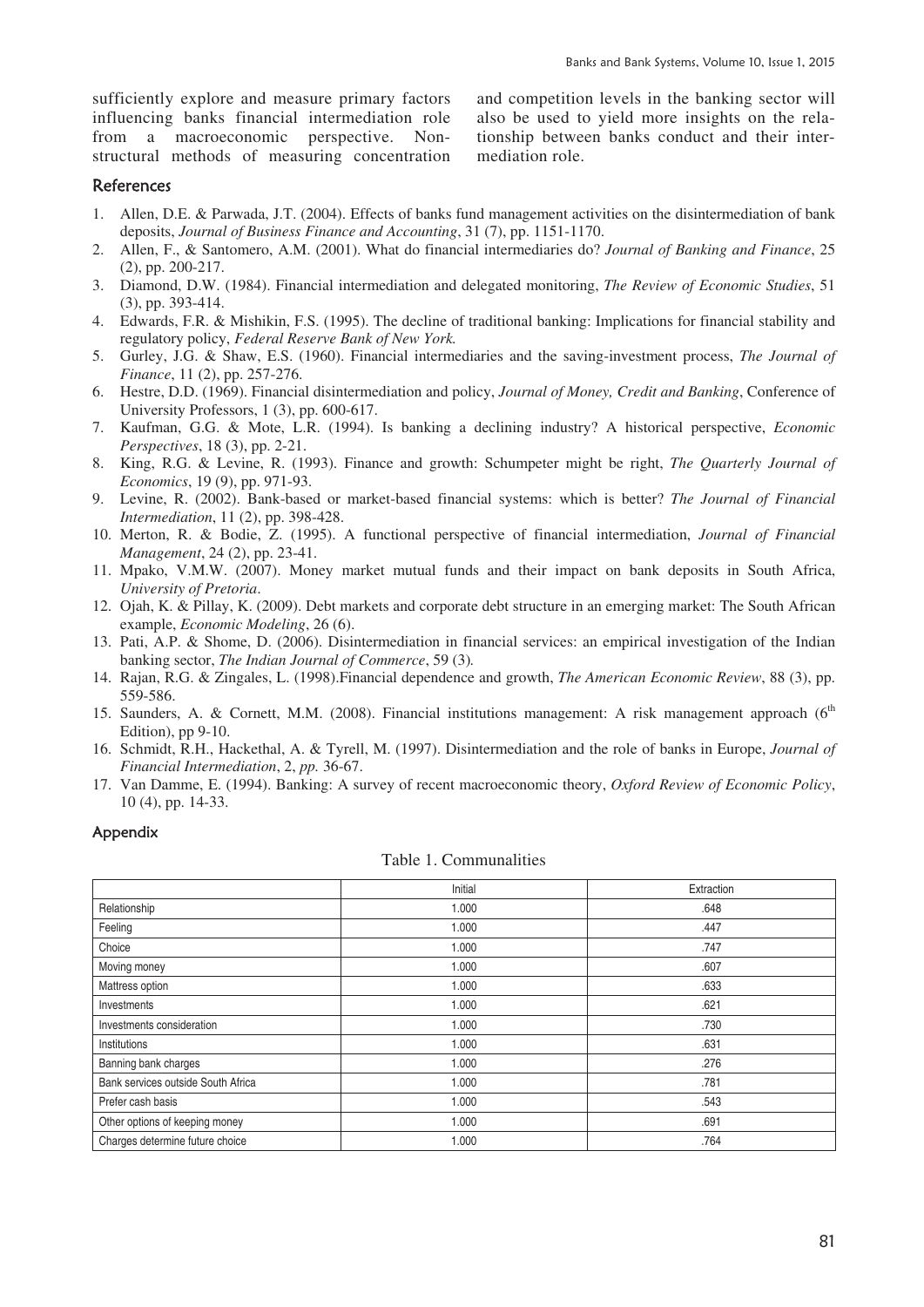sufficiently explore and measure primary factors influencing banks financial intermediation role from a macroeconomic perspective. Non-structural methods of measuring concentration and competition levels in the banking sector will also be used to yield more insights on the relationship between banks conduct and their intermediation role.

## References

1. Allen, D.E. & Parwada, J.T. (2004). Effects of banks fund management activities on the disintermediation of bank deposits, *Journal of Business Finance and Accounting*, 31 (7), pp. 1151-1170.
2. Allen, F., & Santomero, A.M. (2001). What do financial intermediaries do? *Journal of Banking and Finance*, 25 (2), pp. 200-217.
3. Diamond, D.W. (1984). Financial intermediation and delegated monitoring, *The Review of Economic Studies*, 51 (3), pp. 393-414.
4. Edwards, F.R. & Mishikin, F.S. (1995). The decline of traditional banking: Implications for financial stability and regulatory policy, *Federal Reserve Bank of New York.*
5. Gurley, J.G. & Shaw, E.S. (1960). Financial intermediaries and the saving-investment process, *The Journal of Finance*, 11 (2), pp. 257-276.
6. Hestre, D.D. (1969). Financial disintermediation and policy, *Journal of Money, Credit and Banking*, Conference of University Professors, 1 (3), pp. 600-617.
7. Kaufman, G.G. & Mote, L.R. (1994). Is banking a declining industry? A historical perspective, *Economic Perspectives*, 18 (3), pp. 2-21.
8. King, R.G. & Levine, R. (1993). Finance and growth: Schumpeter might be right, *The Quarterly Journal of Economics*, 19 (9), pp. 971-93.
9. Levine, R. (2002). Bank-based or market-based financial systems: which is better? *The Journal of Financial Intermediation*, 11 (2), pp. 398-428.
10. Merton, R. & Bodie, Z. (1995). A functional perspective of financial intermediation, *Journal of Financial Management*, 24 (2), pp. 23-41.
11. Mpako, V.M.W. (2007). Money market mutual funds and their impact on bank deposits in South Africa, *University of Pretoria*.
12. Ojah, K. & Pillay, K. (2009). Debt markets and corporate debt structure in an emerging market: The South African example, *Economic Modeling*, 26 (6).
13. Pati, A.P. & Shome, D. (2006). Disintermediation in financial services: an empirical investigation of the Indian banking sector, *The Indian Journal of Commerce*, 59 (3).
14. Rajan, R.G. & Zingales, L. (1998).Financial dependence and growth, *The American Economic Review*, 88 (3), pp. 559-586.
15. Saunders, A. & Cornett, M.M. (2008). Financial institutions management: A risk management approach (6th Edition), pp 9-10.
16. Schmidt, R.H., Hackethal, A. & Tyrell, M. (1997). Disintermediation and the role of banks in Europe, *Journal of Financial Intermediation*, 2, *pp.* 36-67.
17. Van Damme, E. (1994). Banking: A survey of recent macroeconomic theory, *Oxford Review of Economic Policy*, 10 (4), pp. 14-33.

## Appendix

Table 1. Communalities

| | Initial | Extraction |
|---|---|---|
| Relationship | 1.000 | .648 |
| Feeling | 1.000 | .447 |
| Choice | 1.000 | .747 |
| Moving money | 1.000 | .607 |
| Mattress option | 1.000 | .633 |
| Investments | 1.000 | .621 |
| Investments consideration | 1.000 | .730 |
| Institutions | 1.000 | .631 |
| Banning bank charges | 1.000 | .276 |
| Bank services outside South Africa | 1.000 | .781 |
| Prefer cash basis | 1.000 | .543 |
| Other options of keeping money | 1.000 | .691 |
| Charges determine future choice | 1.000 | .764 |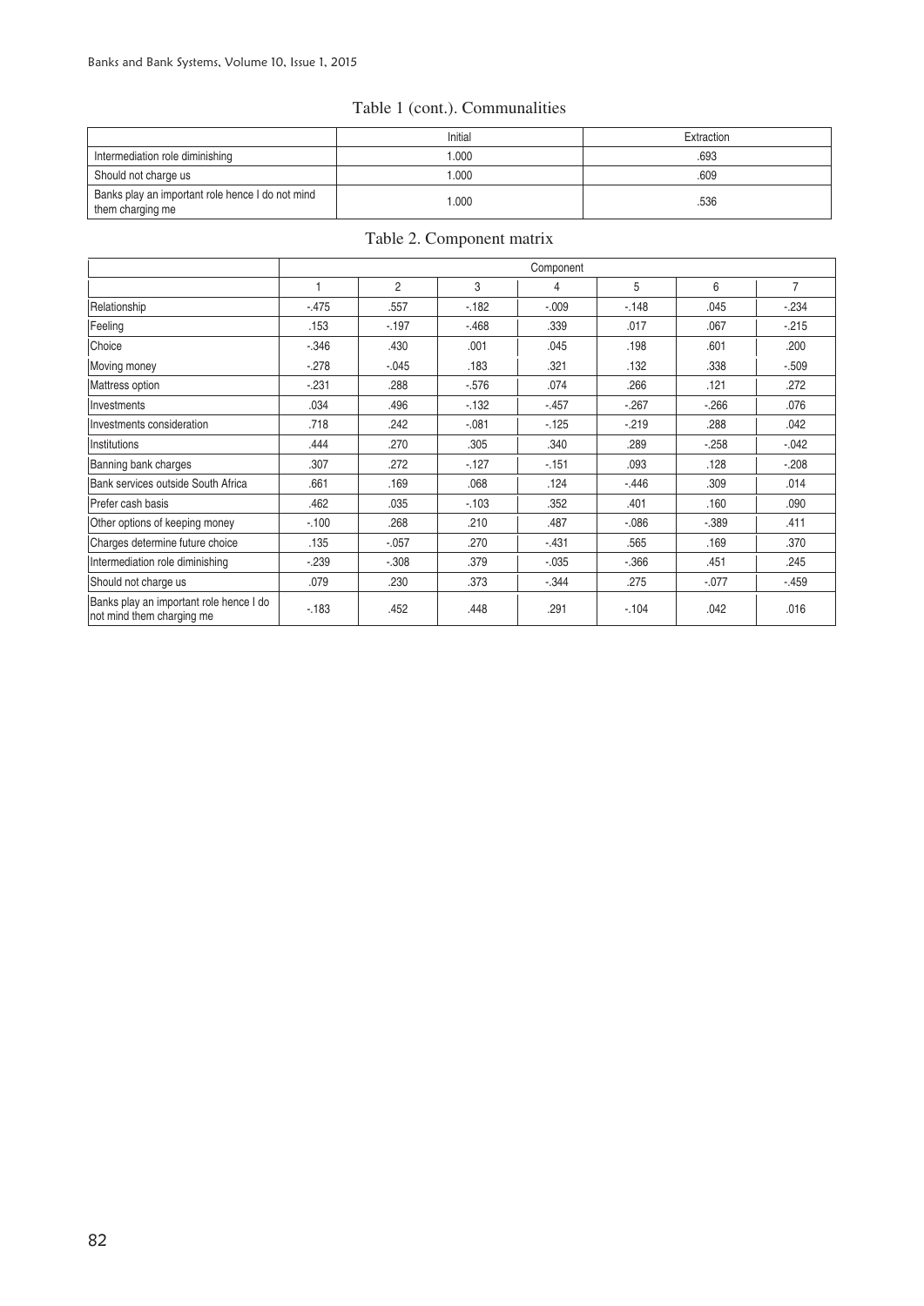Table 1 (cont.). Communalities

| | Initial | Extraction |
|---|---|---|
| Intermediation role diminishing | 1.000 | .693 |
| Should not charge us | 1.000 | .609 |
| Banks play an important role hence I do not mind them charging me | 1.000 | .536 |

Table 2. Component matrix

| | Component | | | | | | |
|---|---|---|---|---|---|---|---|
| | 1 | 2 | 3 | 4 | 5 | 6 | 7 |
| Relationship | -.475 | .557 | -.182 | -.009 | -.148 | .045 | -.234 |
| Feeling | .153 | -.197 | -.468 | .339 | .017 | .067 | -.215 |
| Choice | -.346 | .430 | .001 | .045 | .198 | .601 | .200 |
| Moving money | -.278 | -.045 | .183 | .321 | .132 | .338 | -.509 |
| Mattress option | -.231 | .288 | -.576 | .074 | .266 | .121 | .272 |
| Investments | .034 | .496 | -.132 | -.457 | -.267 | -.266 | .076 |
| Investments consideration | .718 | .242 | -.081 | -.125 | -.219 | .288 | .042 |
| Institutions | .444 | .270 | .305 | .340 | .289 | -.258 | -.042 |
| Banning bank charges | .307 | .272 | -.127 | -.151 | .093 | .128 | -.208 |
| Bank services outside South Africa | .661 | .169 | .068 | .124 | -.446 | .309 | .014 |
| Prefer cash basis | .462 | .035 | -.103 | .352 | .401 | .160 | .090 |
| Other options of keeping money | -.100 | .268 | .210 | .487 | -.086 | -.389 | .411 |
| Charges determine future choice | .135 | -.057 | .270 | -.431 | .565 | .169 | .370 |
| Intermediation role diminishing | -.239 | -.308 | .379 | -.035 | -.366 | .451 | .245 |
| Should not charge us | .079 | .230 | .373 | -.344 | .275 | -.077 | -.459 |
| Banks play an important role hence I do not mind them charging me | -.183 | .452 | .448 | .291 | -.104 | .042 | .016 |